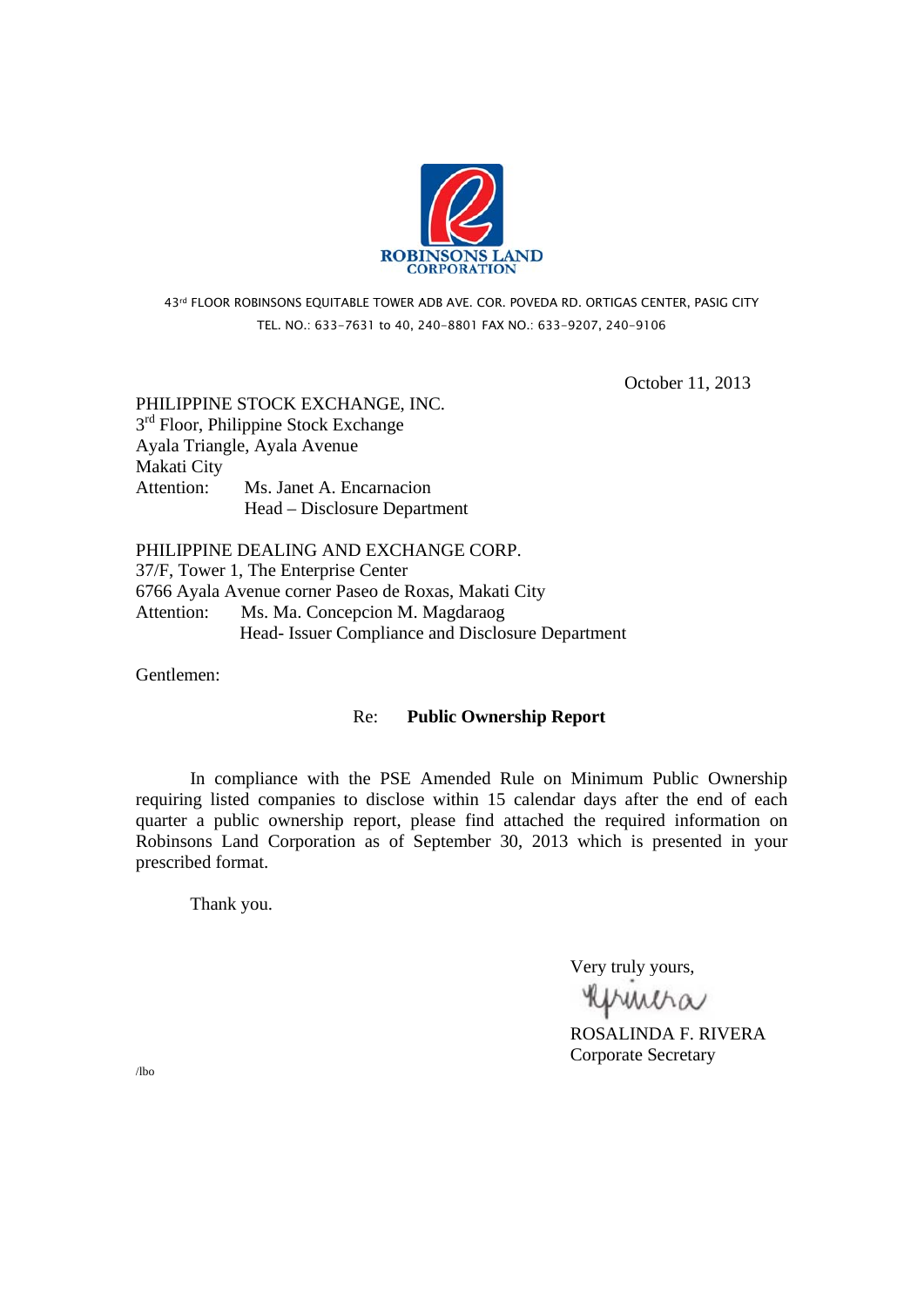**ROBINSONS LAND CORPORATION**

43[rd] FLOOR ROBINSONS EQUITABLE TOWER ADB AVE. COR. POVEDA RD. ORTIGAS CENTER, PASIG CITY
TEL. NO.: 633-7631 to 40, 240-8801 FAX NO.: 633-9207, 240-9106

October 11, 2013

PHILIPPINE STOCK EXCHANGE, INC.
3[rd] Floor, Philippine Stock Exchange
Ayala Triangle, Ayala Avenue
Makati City
Attention: Ms. Janet A. Encarnacion
Head – Disclosure Department

PHILIPPINE DEALING AND EXCHANGE CORP.
37/F, Tower 1, The Enterprise Center
6766 Ayala Avenue corner Paseo de Roxas, Makati City
Attention: Ms. Ma. Concepcion M. Magdaraog
Head- Issuer Compliance and Disclosure Department

Gentlemen:

Re: **Public Ownership Report**

In compliance with the PSE Amended Rule on Minimum Public Ownership requiring listed companies to disclose within 15 calendar days after the end of each quarter a public ownership report, please find attached the required information on Robinsons Land Corporation as of September 30, 2013 which is presented in your prescribed format.

Thank you.

Very truly yours,

ROSALINDA F. RIVERA
Corporate Secretary

/lbo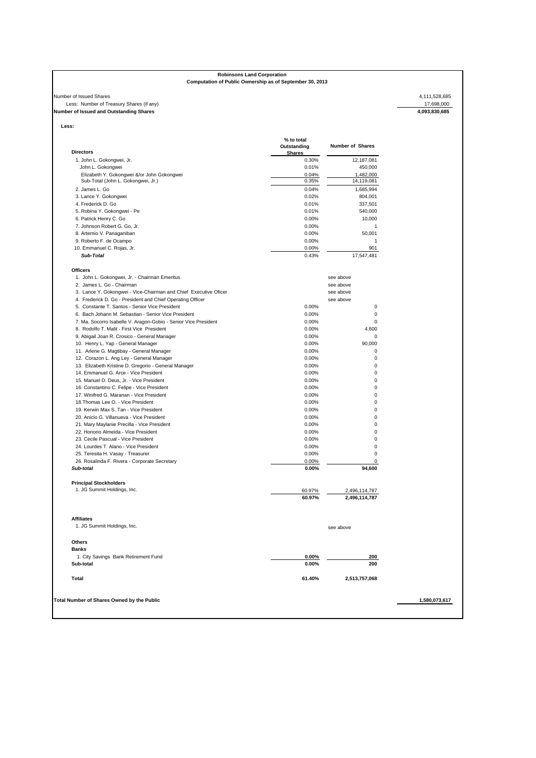**Robinsons Land Corporation**
**Computation of Public Ownership as of September 30, 2013**

| | |
|---|---|
| Number of Issued Shares | 4,111,528,685 |
| Less: Number of Treasury Shares (if any) | 17,698,000 |
| **Number of Issued and Outstanding Shares** | **4,093,830,685** |

**Less:**

| **Directors** | **% to total Outstanding Shares** | **Number of Shares** |
|---|---|---|
| 1. John L. Gokongwei, Jr. | 0.30% | 12,187,081 |
| John L. Gokongwei | 0.01% | 450,000 |
| Elizabeth Y. Gokongwei &/or John Gokongwei | 0.04% | 1,482,000 |
| Sub-Total (John L. Gokongwei, Jr.) | 0.35% | 14,119,081 |
| 2. James L. Go | 0.04% | 1,685,994 |
| 3. Lance Y. Gokongwei | 0.02% | 804,001 |
| 4. Frederick D. Go | 0.01% | 337,501 |
| 5. Robina Y. Gokongwei - Pe | 0.01% | 540,000 |
| 6. Patrick Henry C. Go | 0.00% | 10,000 |
| 7. Johnson Robert G. Go, Jr. | 0.00% | 1 |
| 8. Artemio V. Panaganiban | 0.00% | 50,001 |
| 9. Roberto F. de Ocampo | 0.00% | 1 |
| 10. Emmanuel C. Rojas, Jr. | 0.00% | 901 |
| ***Sub-Total*** | 0.43% | 17,547,481 |
| **Officers** | | |
| 1. John L. Gokongwei, Jr. - Chairman Emeritus | | see above |
| 2. James L. Go - Chairman | | see above |
| 3. Lance Y. Gokongwei - Vice-Chairman and Chief Executive Oficer | | see above |
| 4. Frederick D. Go - President and Chief Operating Officer | | see above |
| 5. Constante T. Santos - Senior Vice President | 0.00% | 0 |
| 6. Bach Johann M. Sebastian - Senior Vice President | 0.00% | 0 |
| 7. Ma. Socorro Isabelle V. Aragon-Gobio - Senior Vice President | 0.00% | 0 |
| 8. Rodolfo T. Malit - First Vice President | 0.00% | 4,600 |
| 9. Abigail Joan R. Crosico - General Manager | 0.00% | 0 |
| 10. Henry L. Yap - General Manager | 0.00% | 90,000 |
| 11. Arlene G. Magtibay - General Manager | 0.00% | 0 |
| 12. Corazon L. Ang Ley - General Manager | 0.00% | 0 |
| 13. Elizabeth Kristine D. Gregorio - General Manager | 0.00% | 0 |
| 14. Emmanuel G. Arce - Vice President | 0.00% | 0 |
| 15. Manuel D. Deus, Jr. - Vice President | 0.00% | 0 |
| 16. Constantino C. Felipe - Vice President | 0.00% | 0 |
| 17. Winifred G. Maranan - Vice President | 0.00% | 0 |
| 18.Thomas Lee O. - Vice President | 0.00% | 0 |
| 19. Kerwin Max S. Tan - Vice President | 0.00% | 0 |
| 20. Anicio G. Villanueva - Vice President | 0.00% | 0 |
| 21. Mary Maylanie Precilla - Vice President | 0.00% | 0 |
| 22. Honorio Almeida - Vice President | 0.00% | 0 |
| 23. Cecile Pascual - Vice President | 0.00% | 0 |
| 24. Lourdes T. Alano - Vice President | 0.00% | 0 |
| 25. Teresita H. Vasay - Treasurer | 0.00% | 0 |
| 26. Rosalinda F. Rivera - Corporate Secretary | 0.00% | 0 |
| ***Sub-total*** | **0.00%** | **94,600** |
| **Principal Stockholders** | | |
| 1. JG Summit Holdings, Inc. | 60.97% | 2,496,114,787 |
| | **60.97%** | **2,496,114,787** |
| **Affiliates** | | |
| 1. JG Summit Holdings, Inc. | | see above |
| **Others** | | |
| **Banks** | | |
| 1. City Savings Bank Retirement Fund | **0.00%** | **200** |
| **Sub-total** | **0.00%** | **200** |
| **Total** | **61.40%** | **2,513,757,068** |

| | |
|---|---|
| **Total Number of Shares Owned by the Public** | **1,580,073,617** |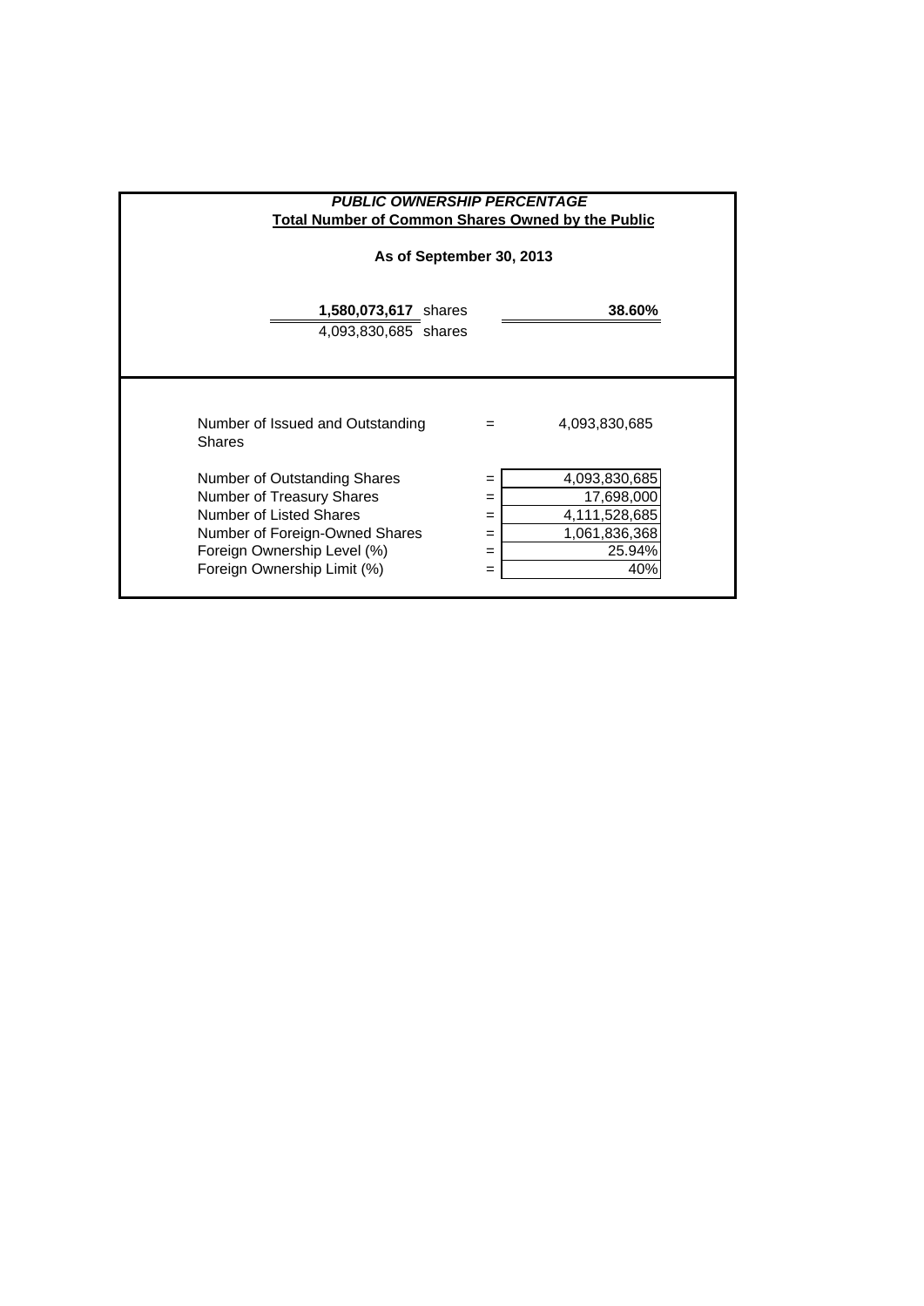***PUBLIC OWNERSHIP PERCENTAGE***

**Total Number of Common Shares Owned by the Public**

**As of September 30, 2013**

| | |
|---|---|
| **1,580,073,617** shares / 4,093,830,685 shares | **38.60%** |

| | | |
|---|---|---|
| Number of Issued and Outstanding Shares | = | 4,093,830,685 |
| Number of Outstanding Shares | = | 4,093,830,685 |
| Number of Treasury Shares | = | 17,698,000 |
| Number of Listed Shares | = | 4,111,528,685 |
| Number of Foreign-Owned Shares | = | 1,061,836,368 |
| Foreign Ownership Level (%) | = | 25.94% |
| Foreign Ownership Limit (%) | = | 40% |